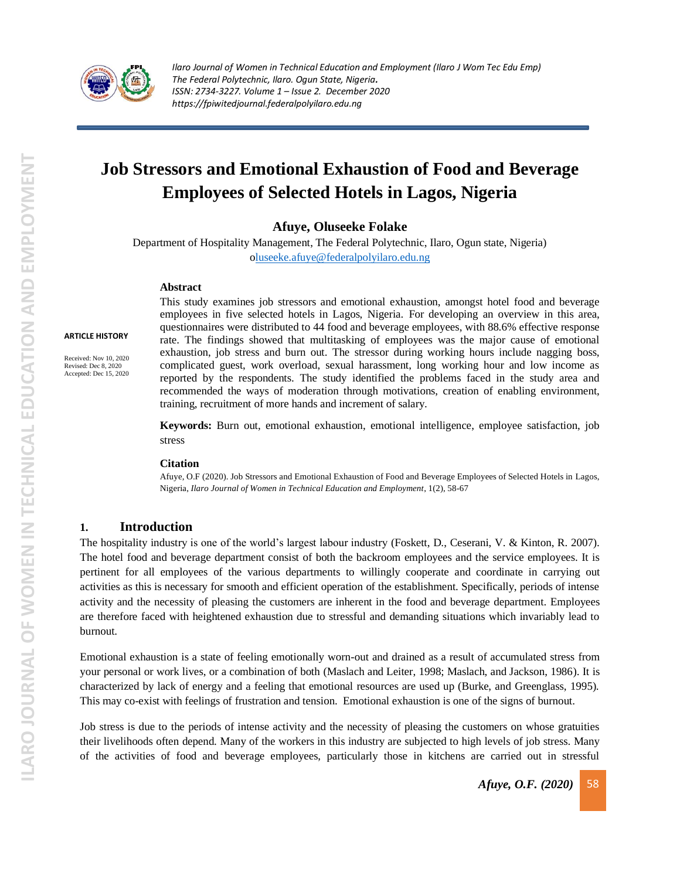# Job Stressors and Emotional Exhaustion of Food and Beverage Employees of Selected Hotels in Lagos, Nigeria

**Afuye, Oluseeke Folake**

Department of Hospitality Management, The Federal Polytechnic, Ilaro, Ogun state, Nigeria)

oluseeke.afuye@federalpolyilaro.edu.ng

**ARTICLE HISTORY**

Received: Nov 10, 2020
Revised: Dec 8, 2020
Accepted: Dec 15, 2020

**Abstract**

This study examines job stressors and emotional exhaustion, amongst hotel food and beverage employees in five selected hotels in Lagos, Nigeria. For developing an overview in this area, questionnaires were distributed to 44 food and beverage employees, with 88.6% effective response rate. The findings showed that multitasking of employees was the major cause of emotional exhaustion, job stress and burn out. The stressor during working hours include nagging boss, complicated guest, work overload, sexual harassment, long working hour and low income as reported by the respondents. The study identified the problems faced in the study area and recommended the ways of moderation through motivations, creation of enabling environment, training, recruitment of more hands and increment of salary.

**Keywords:** Burn out, emotional exhaustion, emotional intelligence, employee satisfaction, job stress

**Citation**

Afuye, O.F (2020). Job Stressors and Emotional Exhaustion of Food and Beverage Employees of Selected Hotels in Lagos, Nigeria, *Ilaro Journal of Women in Technical Education and Employment*, 1(2), 58-67

## 1. Introduction

The hospitality industry is one of the world's largest labour industry (Foskett, D., Ceserani, V. & Kinton, R. 2007). The hotel food and beverage department consist of both the backroom employees and the service employees. It is pertinent for all employees of the various departments to willingly cooperate and coordinate in carrying out activities as this is necessary for smooth and efficient operation of the establishment. Specifically, periods of intense activity and the necessity of pleasing the customers are inherent in the food and beverage department. Employees are therefore faced with heightened exhaustion due to stressful and demanding situations which invariably lead to burnout.

Emotional exhaustion is a state of feeling emotionally worn-out and drained as a result of accumulated stress from your personal or work lives, or a combination of both (Maslach and Leiter, 1998; Maslach, and Jackson, 1986). It is characterized by lack of energy and a feeling that emotional resources are used up (Burke, and Greenglass, 1995). This may co-exist with feelings of frustration and tension. Emotional exhaustion is one of the signs of burnout.

Job stress is due to the periods of intense activity and the necessity of pleasing the customers on whose gratuities their livelihoods often depend. Many of the workers in this industry are subjected to high levels of job stress. Many of the activities of food and beverage employees, particularly those in kitchens are carried out in stressful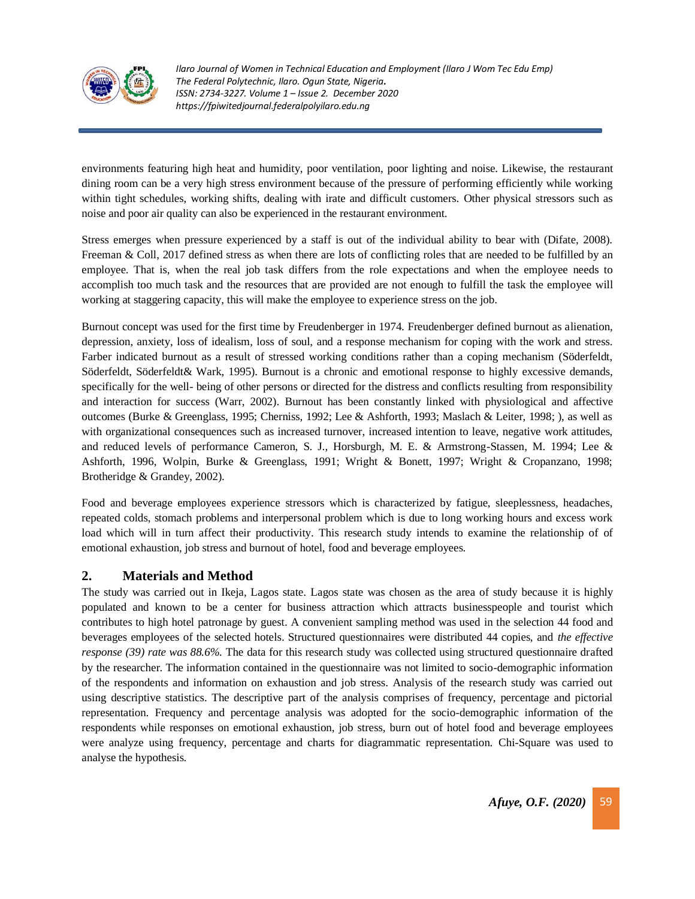environments featuring high heat and humidity, poor ventilation, poor lighting and noise. Likewise, the restaurant dining room can be a very high stress environment because of the pressure of performing efficiently while working within tight schedules, working shifts, dealing with irate and difficult customers. Other physical stressors such as noise and poor air quality can also be experienced in the restaurant environment.

Stress emerges when pressure experienced by a staff is out of the individual ability to bear with (Difate, 2008). Freeman & Coll, 2017 defined stress as when there are lots of conflicting roles that are needed to be fulfilled by an employee. That is, when the real job task differs from the role expectations and when the employee needs to accomplish too much task and the resources that are provided are not enough to fulfill the task the employee will working at staggering capacity, this will make the employee to experience stress on the job.

Burnout concept was used for the first time by Freudenberger in 1974. Freudenberger defined burnout as alienation, depression, anxiety, loss of idealism, loss of soul, and a response mechanism for coping with the work and stress. Farber indicated burnout as a result of stressed working conditions rather than a coping mechanism (Söderfeldt, Söderfeldt, Söderfeldt& Wark, 1995). Burnout is a chronic and emotional response to highly excessive demands, specifically for the well- being of other persons or directed for the distress and conflicts resulting from responsibility and interaction for success (Warr, 2002). Burnout has been constantly linked with physiological and affective outcomes (Burke & Greenglass, 1995; Cherniss, 1992; Lee & Ashforth, 1993; Maslach & Leiter, 1998; ), as well as with organizational consequences such as increased turnover, increased intention to leave, negative work attitudes, and reduced levels of performance Cameron, S. J., Horsburgh, M. E. & Armstrong-Stassen, M. 1994; Lee & Ashforth, 1996, Wolpin, Burke & Greenglass, 1991; Wright & Bonett, 1997; Wright & Cropanzano, 1998; Brotheridge & Grandey, 2002).

Food and beverage employees experience stressors which is characterized by fatigue, sleeplessness, headaches, repeated colds, stomach problems and interpersonal problem which is due to long working hours and excess work load which will in turn affect their productivity. This research study intends to examine the relationship of of emotional exhaustion, job stress and burnout of hotel, food and beverage employees.

## 2. Materials and Method

The study was carried out in Ikeja, Lagos state. Lagos state was chosen as the area of study because it is highly populated and known to be a center for business attraction which attracts businesspeople and tourist which contributes to high hotel patronage by guest. A convenient sampling method was used in the selection 44 food and beverages employees of the selected hotels. Structured questionnaires were distributed 44 copies, and *the effective response (39) rate was 88.6%.* The data for this research study was collected using structured questionnaire drafted by the researcher. The information contained in the questionnaire was not limited to socio-demographic information of the respondents and information on exhaustion and job stress. Analysis of the research study was carried out using descriptive statistics. The descriptive part of the analysis comprises of frequency, percentage and pictorial representation. Frequency and percentage analysis was adopted for the socio-demographic information of the respondents while responses on emotional exhaustion, job stress, burn out of hotel food and beverage employees were analyze using frequency, percentage and charts for diagrammatic representation. Chi-Square was used to analyse the hypothesis.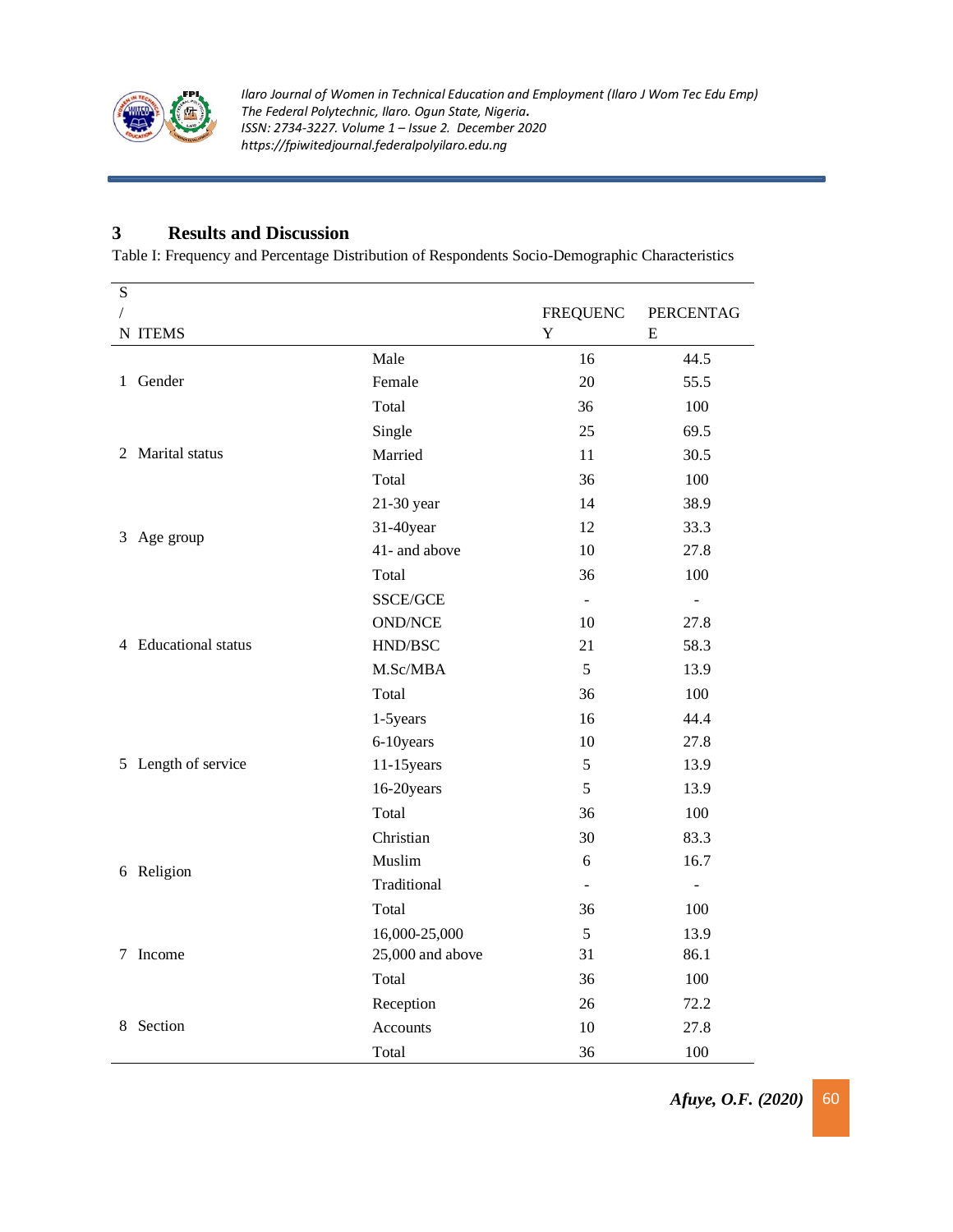## 3 Results and Discussion

Table I: Frequency and Percentage Distribution of Respondents Socio-Demographic Characteristics

| S/N | ITEMS | | FREQUENCY | PERCENTAGE |
|---|---|---|---|---|
| 1 | Gender | Male | 16 | 44.5 |
| | | Female | 20 | 55.5 |
| | | Total | 36 | 100 |
| 2 | Marital status | Single | 25 | 69.5 |
| | | Married | 11 | 30.5 |
| | | Total | 36 | 100 |
| 3 | Age group | 21-30 year | 14 | 38.9 |
| | | 31-40year | 12 | 33.3 |
| | | 41- and above | 10 | 27.8 |
| | | Total | 36 | 100 |
| 4 | Educational status | SSCE/GCE | - | - |
| | | OND/NCE | 10 | 27.8 |
| | | HND/BSC | 21 | 58.3 |
| | | M.Sc/MBA | 5 | 13.9 |
| | | Total | 36 | 100 |
| 5 | Length of service | 1-5years | 16 | 44.4 |
| | | 6-10years | 10 | 27.8 |
| | | 11-15years | 5 | 13.9 |
| | | 16-20years | 5 | 13.9 |
| | | Total | 36 | 100 |
| 6 | Religion | Christian | 30 | 83.3 |
| | | Muslim | 6 | 16.7 |
| | | Traditional | - | - |
| | | Total | 36 | 100 |
| 7 | Income | 16,000-25,000 | 5 | 13.9 |
| | | 25,000 and above | 31 | 86.1 |
| | | Total | 36 | 100 |
| 8 | Section | Reception | 26 | 72.2 |
| | | Accounts | 10 | 27.8 |
| | | Total | 36 | 100 |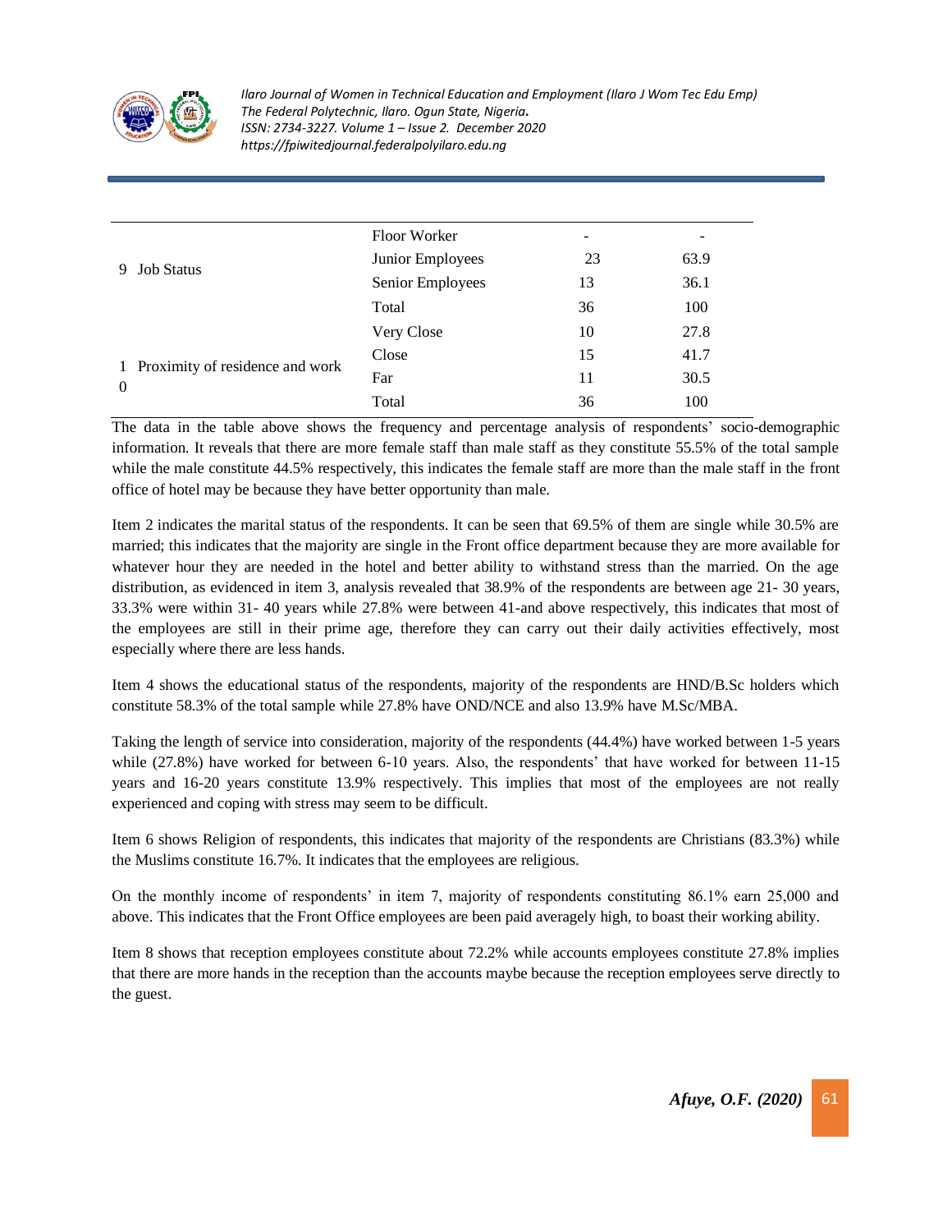| | | | |
|---|---|---|---|
| 9 Job Status | Floor Worker | - | - |
| | Junior Employees | 23 | 63.9 |
| | Senior Employees | 13 | 36.1 |
| | Total | 36 | 100 |
| 10 Proximity of residence and work | Very Close | 10 | 27.8 |
| | Close | 15 | 41.7 |
| | Far | 11 | 30.5 |
| | Total | 36 | 100 |

The data in the table above shows the frequency and percentage analysis of respondents' socio-demographic information. It reveals that there are more female staff than male staff as they constitute 55.5% of the total sample while the male constitute 44.5% respectively, this indicates the female staff are more than the male staff in the front office of hotel may be because they have better opportunity than male.

Item 2 indicates the marital status of the respondents. It can be seen that 69.5% of them are single while 30.5% are married; this indicates that the majority are single in the Front office department because they are more available for whatever hour they are needed in the hotel and better ability to withstand stress than the married. On the age distribution, as evidenced in item 3, analysis revealed that 38.9% of the respondents are between age 21- 30 years, 33.3% were within 31- 40 years while 27.8% were between 41-and above respectively, this indicates that most of the employees are still in their prime age, therefore they can carry out their daily activities effectively, most especially where there are less hands.

Item 4 shows the educational status of the respondents, majority of the respondents are HND/B.Sc holders which constitute 58.3% of the total sample while 27.8% have OND/NCE and also 13.9% have M.Sc/MBA.

Taking the length of service into consideration, majority of the respondents (44.4%) have worked between 1-5 years while (27.8%) have worked for between 6-10 years. Also, the respondents' that have worked for between 11-15 years and 16-20 years constitute 13.9% respectively. This implies that most of the employees are not really experienced and coping with stress may seem to be difficult.

Item 6 shows Religion of respondents, this indicates that majority of the respondents are Christians (83.3%) while the Muslims constitute 16.7%. It indicates that the employees are religious.

On the monthly income of respondents' in item 7, majority of respondents constituting 86.1% earn 25,000 and above. This indicates that the Front Office employees are been paid averagely high, to boast their working ability.

Item 8 shows that reception employees constitute about 72.2% while accounts employees constitute 27.8% implies that there are more hands in the reception than the accounts maybe because the reception employees serve directly to the guest.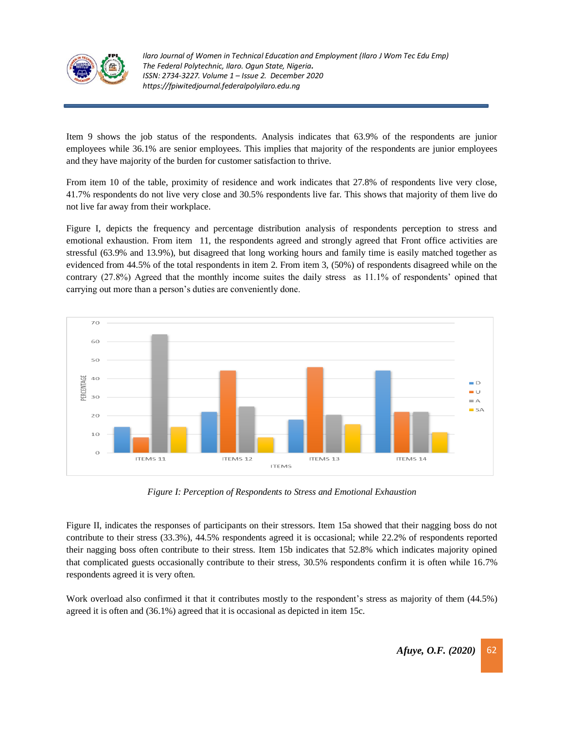Item 9 shows the job status of the respondents. Analysis indicates that 63.9% of the respondents are junior employees while 36.1% are senior employees. This implies that majority of the respondents are junior employees and they have majority of the burden for customer satisfaction to thrive.

From item 10 of the table, proximity of residence and work indicates that 27.8% of respondents live very close, 41.7% respondents do not live very close and 30.5% respondents live far. This shows that majority of them live do not live far away from their workplace.

Figure I, depicts the frequency and percentage distribution analysis of respondents perception to stress and emotional exhaustion. From item 11, the respondents agreed and strongly agreed that Front office activities are stressful (63.9% and 13.9%), but disagreed that long working hours and family time is easily matched together as evidenced from 44.5% of the total respondents in item 2. From item 3, (50%) of respondents disagreed while on the contrary (27.8%) Agreed that the monthly income suites the daily stress as 11.1% of respondents' opined that carrying out more than a person's duties are conveniently done.

*Figure I: Perception of Respondents to Stress and Emotional Exhaustion*

Figure II, indicates the responses of participants on their stressors. Item 15a showed that their nagging boss do not contribute to their stress (33.3%), 44.5% respondents agreed it is occasional; while 22.2% of respondents reported their nagging boss often contribute to their stress. Item 15b indicates that 52.8% which indicates majority opined that complicated guests occasionally contribute to their stress, 30.5% respondents confirm it is often while 16.7% respondents agreed it is very often.

Work overload also confirmed it that it contributes mostly to the respondent's stress as majority of them (44.5%) agreed it is often and (36.1%) agreed that it is occasional as depicted in item 15c.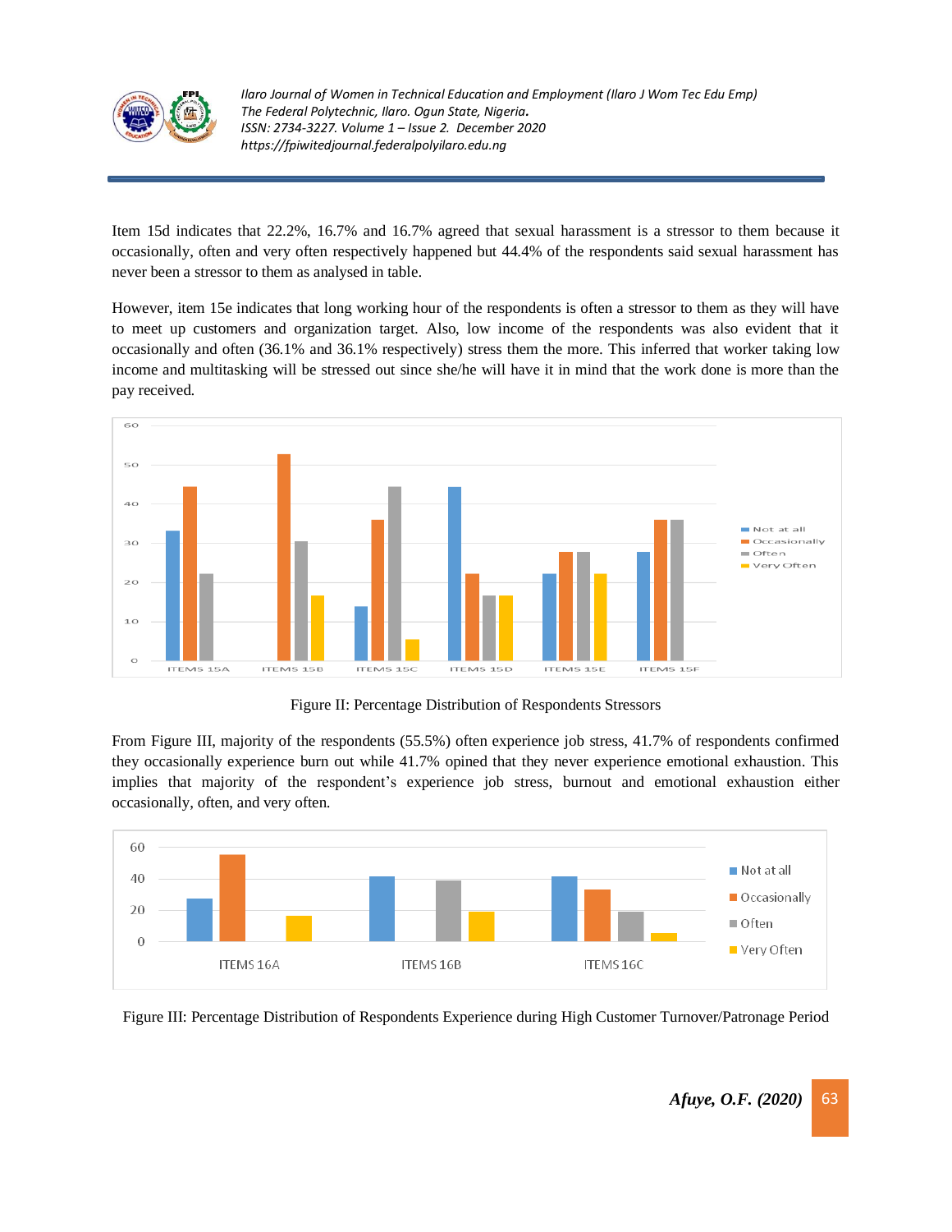Item 15d indicates that 22.2%, 16.7% and 16.7% agreed that sexual harassment is a stressor to them because it occasionally, often and very often respectively happened but 44.4% of the respondents said sexual harassment has never been a stressor to them as analysed in table.

However, item 15e indicates that long working hour of the respondents is often a stressor to them as they will have to meet up customers and organization target. Also, low income of the respondents was also evident that it occasionally and often (36.1% and 36.1% respectively) stress them the more. This inferred that worker taking low income and multitasking will be stressed out since she/he will have it in mind that the work done is more than the pay received.

Figure II: Percentage Distribution of Respondents Stressors

From Figure III, majority of the respondents (55.5%) often experience job stress, 41.7% of respondents confirmed they occasionally experience burn out while 41.7% opined that they never experience emotional exhaustion. This implies that majority of the respondent's experience job stress, burnout and emotional exhaustion either occasionally, often, and very often.

Figure III: Percentage Distribution of Respondents Experience during High Customer Turnover/Patronage Period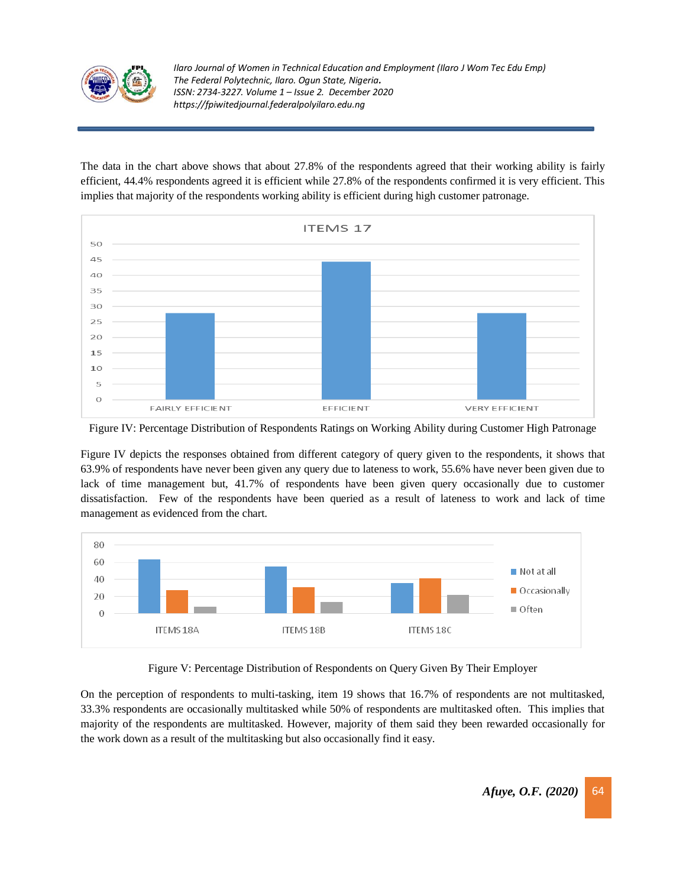The data in the chart above shows that about 27.8% of the respondents agreed that their working ability is fairly efficient, 44.4% respondents agreed it is efficient while 27.8% of the respondents confirmed it is very efficient. This implies that majority of the respondents working ability is efficient during high customer patronage.

Figure IV: Percentage Distribution of Respondents Ratings on Working Ability during Customer High Patronage

Figure IV depicts the responses obtained from different category of query given to the respondents, it shows that 63.9% of respondents have never been given any query due to lateness to work, 55.6% have never been given due to lack of time management but, 41.7% of respondents have been given query occasionally due to customer dissatisfaction. Few of the respondents have been queried as a result of lateness to work and lack of time management as evidenced from the chart.

Figure V: Percentage Distribution of Respondents on Query Given By Their Employer

On the perception of respondents to multi-tasking, item 19 shows that 16.7% of respondents are not multitasked, 33.3% respondents are occasionally multitasked while 50% of respondents are multitasked often. This implies that majority of the respondents are multitasked. However, majority of them said they been rewarded occasionally for the work down as a result of the multitasking but also occasionally find it easy.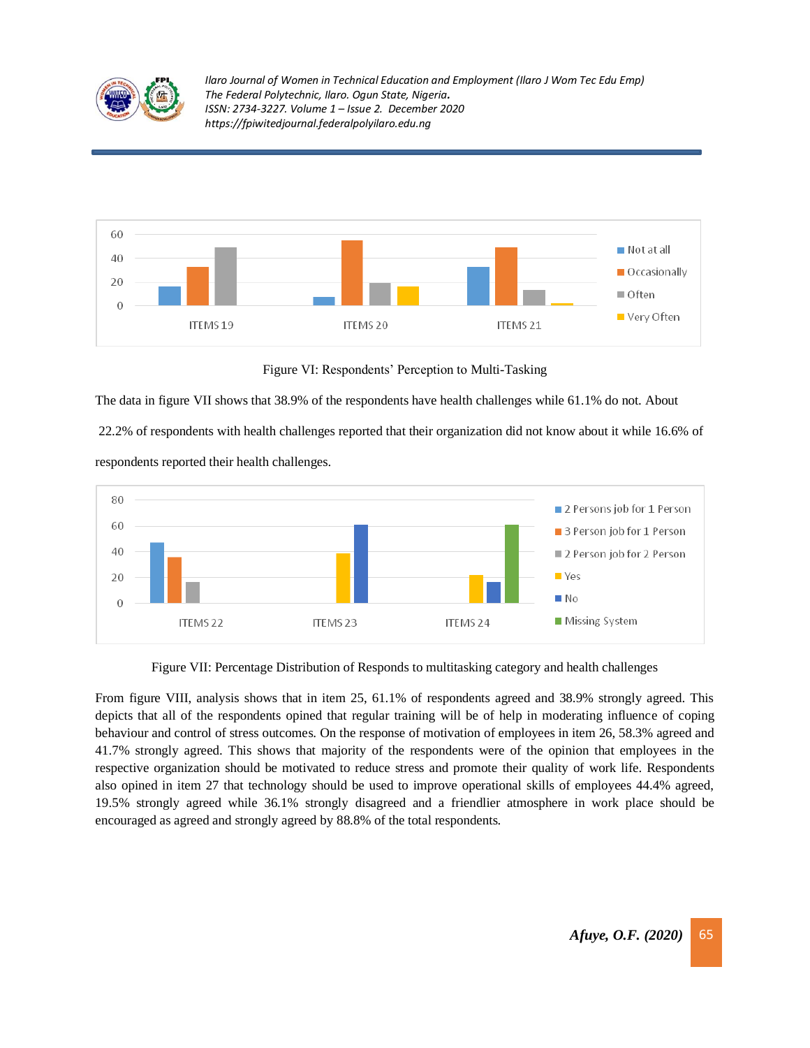Figure VI: Respondents' Perception to Multi-Tasking

The data in figure VII shows that 38.9% of the respondents have health challenges while 61.1% do not. About 22.2% of respondents with health challenges reported that their organization did not know about it while 16.6% of respondents reported their health challenges.

Figure VII: Percentage Distribution of Responds to multitasking category and health challenges

From figure VIII, analysis shows that in item 25, 61.1% of respondents agreed and 38.9% strongly agreed. This depicts that all of the respondents opined that regular training will be of help in moderating influence of coping behaviour and control of stress outcomes. On the response of motivation of employees in item 26, 58.3% agreed and 41.7% strongly agreed. This shows that majority of the respondents were of the opinion that employees in the respective organization should be motivated to reduce stress and promote their quality of work life. Respondents also opined in item 27 that technology should be used to improve operational skills of employees 44.4% agreed, 19.5% strongly agreed while 36.1% strongly disagreed and a friendlier atmosphere in work place should be encouraged as agreed and strongly agreed by 88.8% of the total respondents.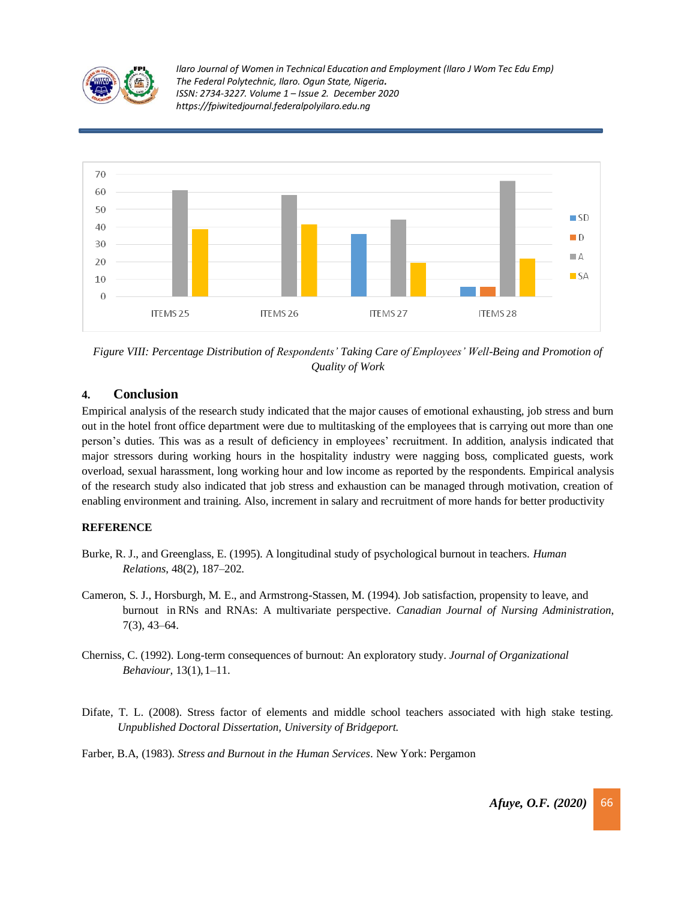*Figure VIII: Percentage Distribution of Respondents' Taking Care of Employees' Well-Being and Promotion of Quality of Work*

## 4. Conclusion

Empirical analysis of the research study indicated that the major causes of emotional exhausting, job stress and burn out in the hotel front office department were due to multitasking of the employees that is carrying out more than one person's duties. This was as a result of deficiency in employees' recruitment. In addition, analysis indicated that major stressors during working hours in the hospitality industry were nagging boss, complicated guests, work overload, sexual harassment, long working hour and low income as reported by the respondents. Empirical analysis of the research study also indicated that job stress and exhaustion can be managed through motivation, creation of enabling environment and training. Also, increment in salary and recruitment of more hands for better productivity

**REFERENCE**

Burke, R. J., and Greenglass, E. (1995). A longitudinal study of psychological burnout in teachers. *Human Relations*, 48(2), 187–202.

Cameron, S. J., Horsburgh, M. E., and Armstrong-Stassen, M. (1994). Job satisfaction, propensity to leave, and burnout in RNs and RNAs: A multivariate perspective. *Canadian Journal of Nursing Administration*, 7(3), 43–64.

Cherniss, C. (1992). Long-term consequences of burnout: An exploratory study. *Journal of Organizational Behaviour,* 13(1), 1–11.

Difate, T. L. (2008). Stress factor of elements and middle school teachers associated with high stake testing. *Unpublished Doctoral Dissertation, University of Bridgeport.*

Farber, B.A, (1983). *Stress and Burnout in the Human Services*. New York: Pergamon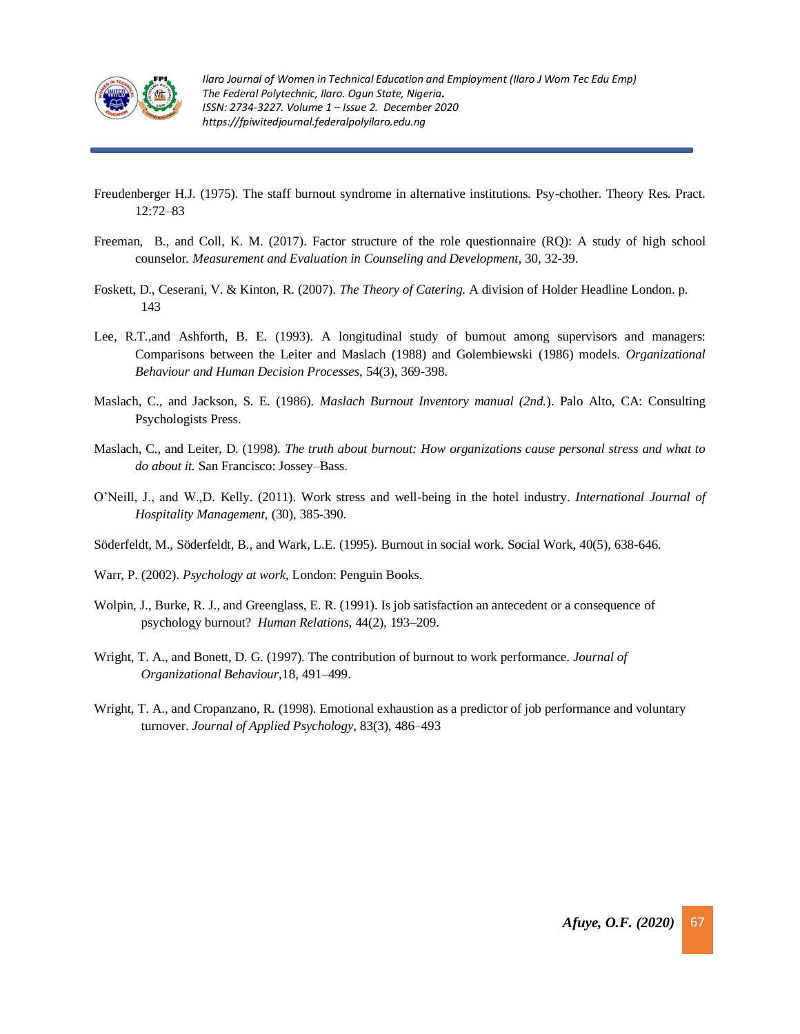Freudenberger H.J. (1975). The staff burnout syndrome in alternative institutions. Psy-chother. Theory Res. Pract. 12:72–83

Freeman, B., and Coll, K. M. (2017). Factor structure of the role questionnaire (RQ): A study of high school counselor. *Measurement and Evaluation in Counseling and Development*, 30, 32-39.

Foskett, D., Ceserani, V. & Kinton, R. (2007). *The Theory of Catering.* A division of Holder Headline London. p. 143

Lee, R.T.,and Ashforth, B. E. (1993). A longitudinal study of burnout among supervisors and managers: Comparisons between the Leiter and Maslach (1988) and Golembiewski (1986) models. *Organizational Behaviour and Human Decision Processes*, 54(3), 369-398.

Maslach, C., and Jackson, S. E. (1986). *Maslach Burnout Inventory manual (2nd.*). Palo Alto, CA: Consulting Psychologists Press.

Maslach, C., and Leiter, D. (1998). *The truth about burnout: How organizations cause personal stress and what to do about it.* San Francisco: Jossey–Bass.

O'Neill, J., and W.,D. Kelly. (2011). Work stress and well-being in the hotel industry. *International Journal of Hospitality Management,* (30), 385-390.

Söderfeldt, M., Söderfeldt, B., and Wark, L.E. (1995). Burnout in social work. Social Work, 40(5), 638-646.

Warr, P. (2002). *Psychology at work*, London: Penguin Books.

Wolpin, J., Burke, R. J., and Greenglass, E. R. (1991). Is job satisfaction an antecedent or a consequence of psychology burnout? *Human Relations*, 44(2), 193–209.

Wright, T. A., and Bonett, D. G. (1997). The contribution of burnout to work performance. *Journal of Organizational Behaviour*,18, 491–499.

Wright, T. A., and Cropanzano, R. (1998). Emotional exhaustion as a predictor of job performance and voluntary turnover. *Journal of Applied Psychology*, 83(3), 486–493